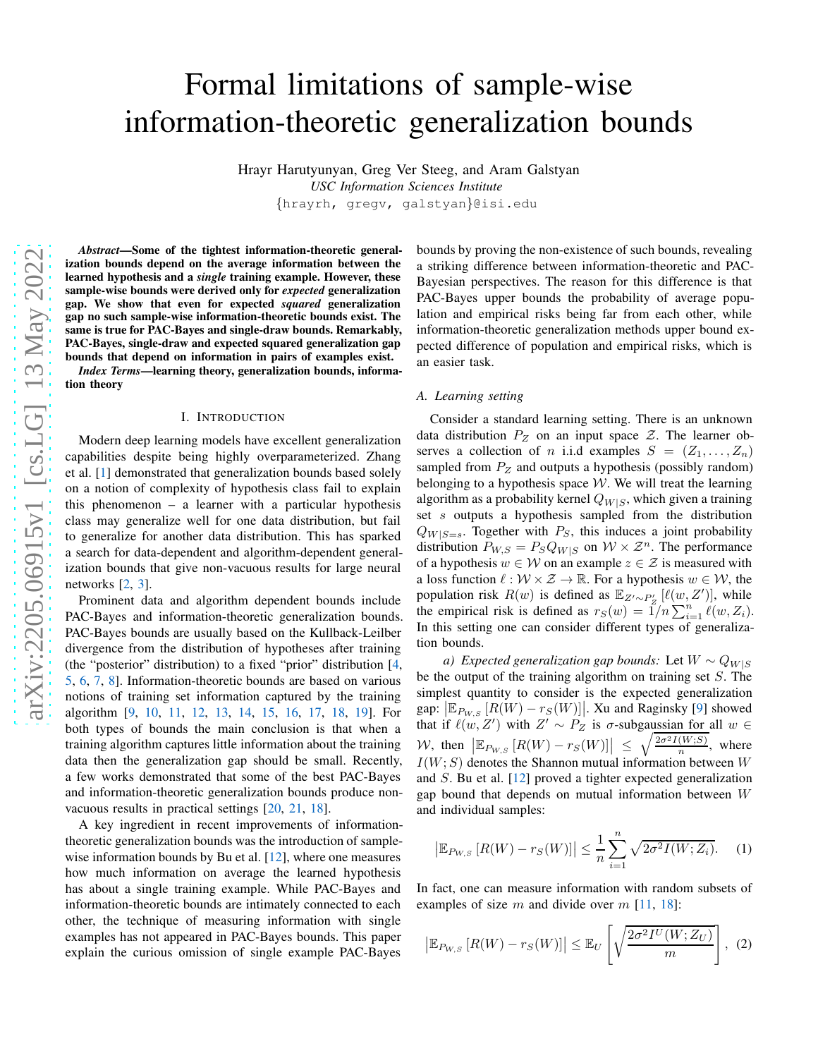# Formal limitations of sample-wise information-theoretic generalization bounds

Hrayr Harutyunyan, Greg Ver Steeg, and Aram Galstyan

*USC Information Sciences Institute*

{hrayrh, gregv, galstyan}@isi.edu

***Abstract*—Some of the tightest information-theoretic generalization bounds depend on the average information between the learned hypothesis and a *single* training example. However, these sample-wise bounds were derived only for *expected* generalization gap. We show that even for expected *squared* generalization gap no such sample-wise information-theoretic bounds exist. The same is true for PAC-Bayes and single-draw bounds. Remarkably, PAC-Bayes, single-draw and expected squared generalization gap bounds that depend on information in pairs of examples exist.**

***Index Terms*—learning theory, generalization bounds, information theory**

## I. Introduction

Modern deep learning models have excellent generalization capabilities despite being highly overparameterized. Zhang et al. [1] demonstrated that generalization bounds based solely on a notion of complexity of hypothesis class fail to explain this phenomenon – a learner with a particular hypothesis class may generalize well for one data distribution, but fail to generalize for another data distribution. This has sparked a search for data-dependent and algorithm-dependent generalization bounds that give non-vacuous results for large neural networks [2, 3].

Prominent data and algorithm dependent bounds include PAC-Bayes and information-theoretic generalization bounds. PAC-Bayes bounds are usually based on the Kullback-Leibler divergence from the distribution of hypotheses after training (the "posterior" distribution) to a fixed "prior" distribution [4, 5, 6, 7, 8]. Information-theoretic bounds are based on various notions of training set information captured by the training algorithm [9, 10, 11, 12, 13, 14, 15, 16, 17, 18, 19]. For both types of bounds the main conclusion is that when a training algorithm captures little information about the training data then the generalization gap should be small. Recently, a few works demonstrated that some of the best PAC-Bayes and information-theoretic generalization bounds produce non-vacuous results in practical settings [20, 21, 18].

A key ingredient in recent improvements of information-theoretic generalization bounds was the introduction of sample-wise information bounds by Bu et al. [12], where one measures how much information on average the learned hypothesis has about a single training example. While PAC-Bayes and information-theoretic bounds are intimately connected to each other, the technique of measuring information with single examples has not appeared in PAC-Bayes bounds. This paper explain the curious omission of single example PAC-Bayes bounds by proving the non-existence of such bounds, revealing a striking difference between information-theoretic and PAC-Bayesian perspectives. The reason for this difference is that PAC-Bayes upper bounds the probability of average population and empirical risks being far from each other, while information-theoretic generalization methods upper bound expected difference of population and empirical risks, which is an easier task.

### A. Learning setting

Consider a standard learning setting. There is an unknown data distribution $P_Z$ on an input space $\mathcal{Z}$. The learner observes a collection of $n$ i.i.d examples $S = (Z_1, \ldots, Z_n)$ sampled from $P_Z$ and outputs a hypothesis (possibly random) belonging to a hypothesis space $\mathcal{W}$. We will treat the learning algorithm as a probability kernel $Q_{W|S}$, which given a training set $s$ outputs a hypothesis sampled from the distribution $Q_{W|S=s}$. Together with $P_S$, this induces a joint probability distribution $P_{W,S} = P_S Q_{W|S}$ on $\mathcal{W} \times \mathcal{Z}^n$. The performance of a hypothesis $w \in \mathcal{W}$ on an example $z \in \mathcal{Z}$ is measured with a loss function $\ell : \mathcal{W} \times \mathcal{Z} \to \mathbb{R}$. For a hypothesis $w \in \mathcal{W}$, the population risk $R(w)$ is defined as $\mathbb{E}_{Z' \sim P'_Z}\left[\ell(w, Z')\right]$, while the empirical risk is defined as $r_S(w) = 1/n \sum_{i=1}^n \ell(w, Z_i)$. In this setting one can consider different types of generalization bounds.

*a) Expected generalization gap bounds:* Let $W \sim Q_{W|S}$ be the output of the training algorithm on training set $S$. The simplest quantity to consider is the expected generalization gap: $\left|\mathbb{E}_{P_{W,S}}\left[R(W) - r_S(W)\right]\right|$. Xu and Raginsky [9] showed that if $\ell(w, Z')$ with $Z' \sim P_Z$ is $\sigma$-subgaussian for all $w \in \mathcal{W}$, then $\left|\mathbb{E}_{P_{W,S}}\left[R(W) - r_S(W)\right]\right| \le \sqrt{\frac{2\sigma^2 I(W;S)}{n}}$, where $I(W;S)$ denotes the Shannon mutual information between $W$ and $S$. Bu et al. [12] proved a tighter expected generalization gap bound that depends on mutual information between $W$ and individual samples:

$$\left|\mathbb{E}_{P_{W,S}}\left[R(W) - r_S(W)\right]\right| \le \frac{1}{n}\sum_{i=1}^n \sqrt{2\sigma^2 I(W;Z_i)}. \quad (1)$$

In fact, one can measure information with random subsets of examples of size $m$ and divide over $m$ [11, 18]:

$$\left|\mathbb{E}_{P_{W,S}}\left[R(W) - r_S(W)\right]\right| \le \mathbb{E}_U\left[\sqrt{\frac{2\sigma^2 I^U(W;Z_U)}{m}}\right], \quad (2)$$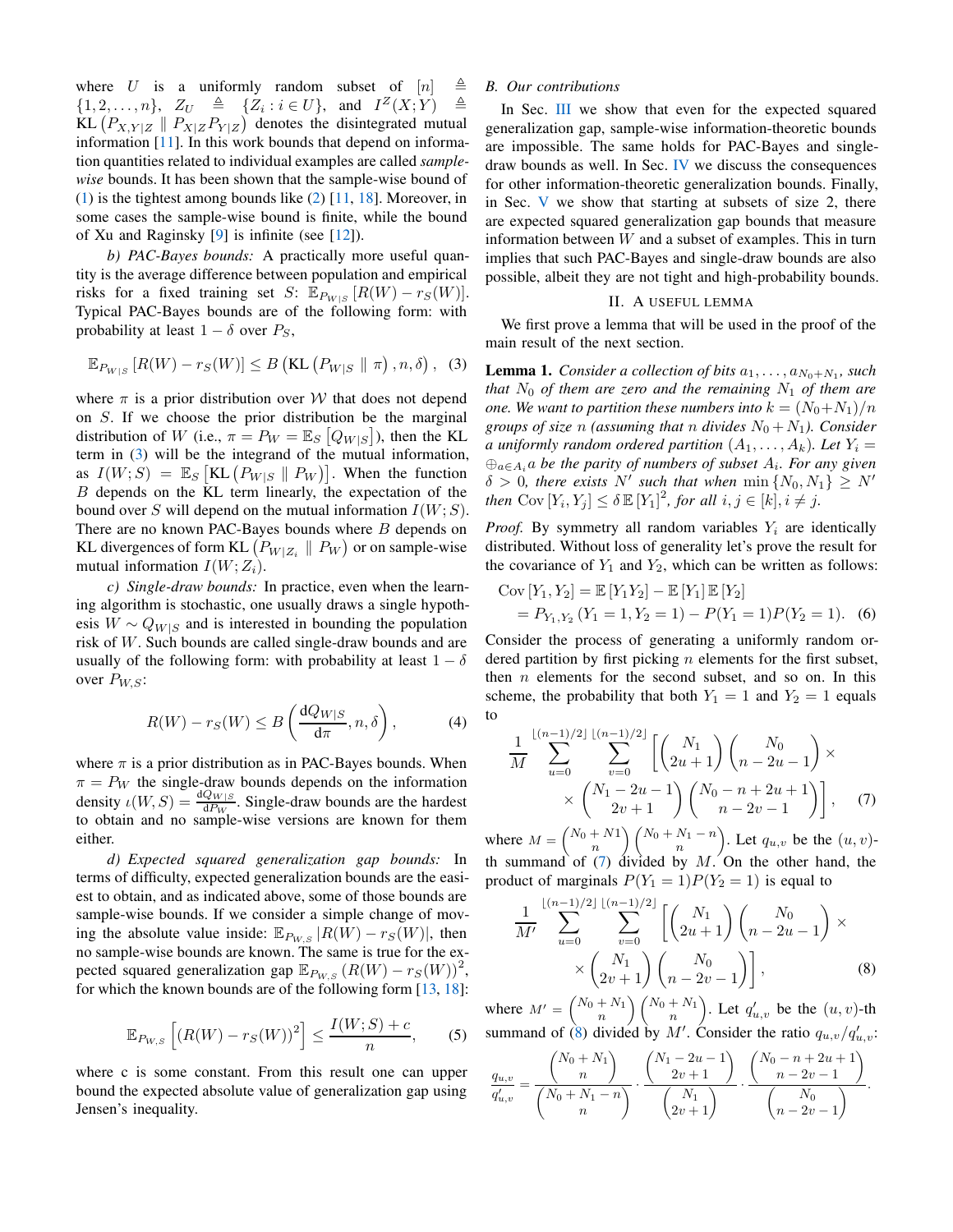where $U$ is a uniformly random subset of $[n] \triangleq \{1, 2, \ldots, n\}$, $Z_U \triangleq \{Z_i : i \in U\}$, and $I^Z(X;Y) \triangleq \mathrm{KL}\left(P_{X,Y|Z} \parallel P_{X|Z} P_{Y|Z}\right)$ denotes the disintegrated mutual information [11]. In this work bounds that depend on information quantities related to individual examples are called *sample-wise* bounds. It has been shown that the sample-wise bound of (1) is the tightest among bounds like (2) [11, 18]. Moreover, in some cases the sample-wise bound is finite, while the bound of Xu and Raginsky [9] is infinite (see [12]).

*b) PAC-Bayes bounds:* A practically more useful quantity is the average difference between population and empirical risks for a fixed training set $S$: $\mathbb{E}_{P_{W|S}}\left[R(W) - r_S(W)\right]$. Typical PAC-Bayes bounds are of the following form: with probability at least $1-\delta$ over $P_S$,

$$\mathbb{E}_{P_{W|S}}\left[R(W) - r_S(W)\right] \le B\left(\mathrm{KL}\left(P_{W|S} \parallel \pi\right), n, \delta\right), \quad (3)$$

where $\pi$ is a prior distribution over $\mathcal{W}$ that does not depend on $S$. If we choose the prior distribution be the marginal distribution of $W$ (i.e., $\pi = P_W = \mathbb{E}_S\left[Q_{W|S}\right]$), then the KL term in (3) will be the integrand of the mutual information, as $I(W;S) = \mathbb{E}_S\left[\mathrm{KL}\left(P_{W|S} \parallel P_W\right)\right]$. When the function $B$ depends on the KL term linearly, the expectation of the bound over $S$ will depend on the mutual information $I(W;S)$. There are no known PAC-Bayes bounds where $B$ depends on KL divergences of form $\mathrm{KL}\left(P_{W|Z_i} \parallel P_W\right)$ or on sample-wise mutual information $I(W;Z_i)$.

*c) Single-draw bounds:* In practice, even when the learning algorithm is stochastic, one usually draws a single hypothesis $W \sim Q_{W|S}$ and is interested in bounding the population risk of $W$. Such bounds are called single-draw bounds and are usually of the following form: with probability at least $1-\delta$ over $P_{W,S}$:

$$R(W) - r_S(W) \le B\left(\frac{\mathrm{d}Q_{W|S}}{\mathrm{d}\pi}, n, \delta\right), \quad (4)$$

where $\pi$ is a prior distribution as in PAC-Bayes bounds. When $\pi = P_W$ the single-draw bounds depends on the information density $\iota(W,S) = \frac{\mathrm{d}Q_{W|S}}{\mathrm{d}P_W}$. Single-draw bounds are the hardest to obtain and no sample-wise versions are known for them either.

*d) Expected squared generalization gap bounds:* In terms of difficulty, expected generalization bounds are the easiest to obtain, and as indicated above, some of those bounds are sample-wise bounds. If we consider a simple change of moving the absolute value inside: $\mathbb{E}_{P_{W,S}}\left|R(W) - r_S(W)\right|$, then no sample-wise bounds are known. The same is true for the expected squared generalization gap $\mathbb{E}_{P_{W,S}}\left(R(W) - r_S(W)\right)^2$, for which the known bounds are of the following form [13, 18]:

$$\mathbb{E}_{P_{W,S}}\left[\left(R(W) - r_S(W)\right)^2\right] \le \frac{I(W;S) + c}{n}, \quad (5)$$

where c is some constant. From this result one can upper bound the expected absolute value of generalization gap using Jensen's inequality.

## B. Our contributions

In Sec. III we show that even for the expected squared generalization gap, sample-wise information-theoretic bounds are impossible. The same holds for PAC-Bayes and single-draw bounds as well. In Sec. IV we discuss the consequences for other information-theoretic generalization bounds. Finally, in Sec. V we show that starting at subsets of size 2, there are expected squared generalization gap bounds that measure information between $W$ and a subset of examples. This in turn implies that such PAC-Bayes and single-draw bounds are also possible, albeit they are not tight and high-probability bounds.

# II. A useful lemma

We first prove a lemma that will be used in the proof of the main result of the next section.

**Lemma 1.** *Consider a collection of bits $a_1, \ldots, a_{N_0+N_1}$, such that $N_0$ of them are zero and the remaining $N_1$ of them are one. We want to partition these numbers into $k = (N_0+N_1)/n$ groups of size $n$ (assuming that $n$ divides $N_0+N_1$). Consider a uniformly random ordered partition $(A_1, \ldots, A_k)$. Let $Y_i = \oplus_{a \in A_i} a$ be the parity of numbers of subset $A_i$. For any given $\delta > 0$, there exists $N'$ such that when $\min\{N_0, N_1\} \ge N'$ then $\mathrm{Cov}\left[Y_i, Y_j\right] \le \delta\, \mathbb{E}\left[Y_1\right]^2$, for all $i, j \in [k], i \ne j$.*

*Proof.* By symmetry all random variables $Y_i$ are identically distributed. Without loss of generality let's prove the result for the covariance of $Y_1$ and $Y_2$, which can be written as follows:

$$\begin{aligned}\mathrm{Cov}\left[Y_1, Y_2\right] &= \mathbb{E}\left[Y_1 Y_2\right] - \mathbb{E}\left[Y_1\right]\mathbb{E}\left[Y_2\right] \\ &= P_{Y_1,Y_2}\left(Y_1 = 1, Y_2 = 1\right) - P(Y_1 = 1)P(Y_2 = 1). \quad (6)\end{aligned}$$

Consider the process of generating a uniformly random ordered partition by first picking $n$ elements for the first subset, then $n$ elements for the second subset, and so on. In this scheme, the probability that both $Y_1 = 1$ and $Y_2 = 1$ equals to

$$\frac{1}{M}\sum_{u=0}^{\lfloor (n-1)/2 \rfloor}\sum_{v=0}^{\lfloor (n-1)/2 \rfloor}\left[\binom{N_1}{2u+1}\binom{N_0}{n-2u-1} \times \times \binom{N_1-2u-1}{2v+1}\binom{N_0-n+2u+1}{n-2v-1}\right], \quad (7)$$

where $M = \binom{N_0+N1}{n}\binom{N_0+N_1-n}{n}$. Let $q_{u,v}$ be the $(u,v)$-th summand of (7) divided by $M$. On the other hand, the product of marginals $P(Y_1=1)P(Y_2=1)$ is equal to

$$\frac{1}{M'}\sum_{u=0}^{\lfloor (n-1)/2 \rfloor}\sum_{v=0}^{\lfloor (n-1)/2 \rfloor}\left[\binom{N_1}{2u+1}\binom{N_0}{n-2u-1} \times \times \binom{N_1}{2v+1}\binom{N_0}{n-2v-1}\right], \quad (8)$$

where $M' = \binom{N_0+N_1}{n}\binom{N_0+N_1}{n}$. Let $q'_{u,v}$ be the $(u,v)$-th summand of (8) divided by $M'$. Consider the ratio $q_{u,v}/q'_{u,v}$:

$$\frac{q_{u,v}}{q'_{u,v}} = \frac{\binom{N_0+N_1}{n}}{\binom{N_0+N_1-n}{n}} \cdot \frac{\binom{N_1-2u-1}{2v+1}}{\binom{N_1}{2v+1}} \cdot \frac{\binom{N_0-n+2u+1}{n-2v-1}}{\binom{N_0}{n-2v-1}}.$$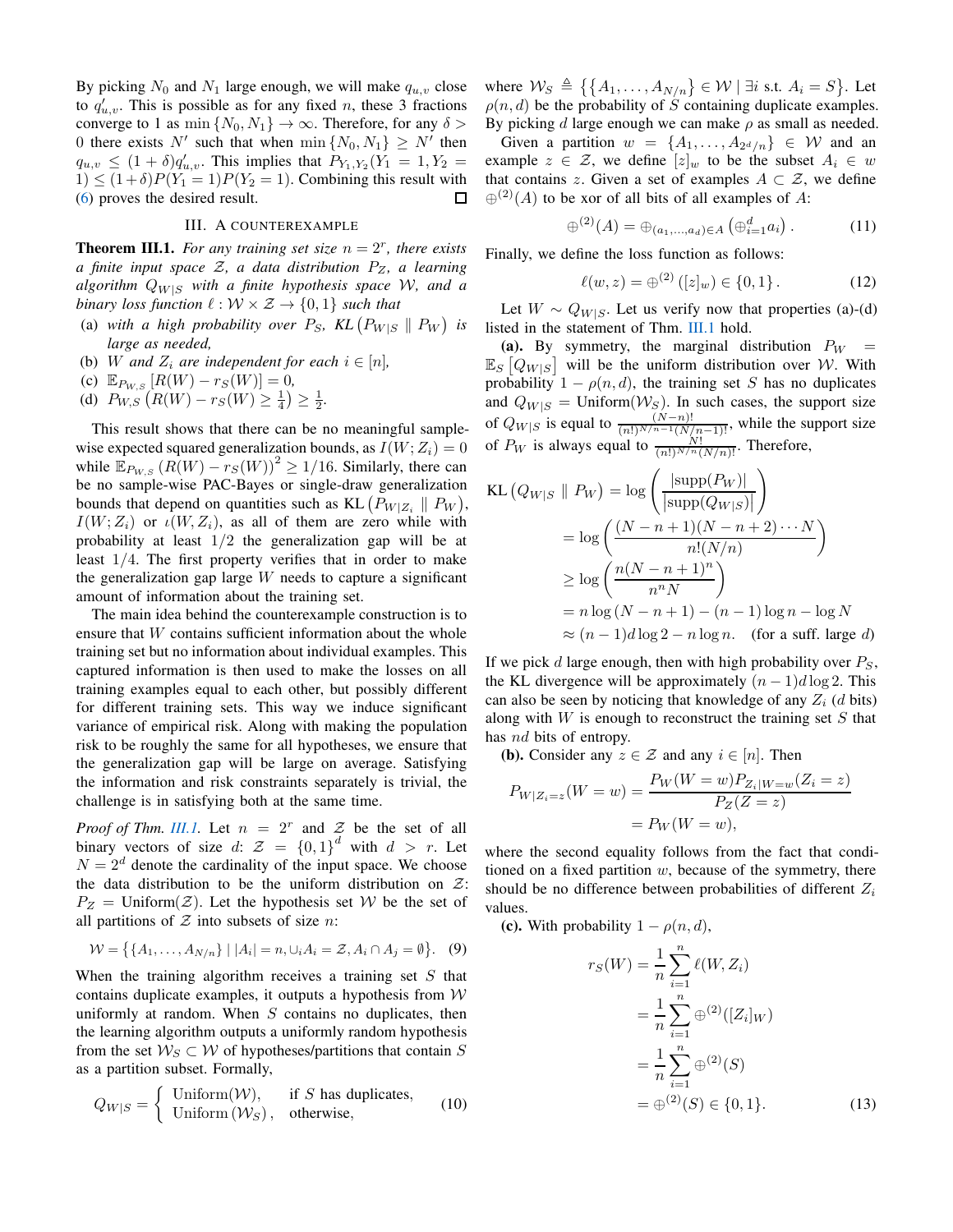By picking $N_0$ and $N_1$ large enough, we will make $q_{u,v}$ close to $q'_{u,v}$. This is possible as for any fixed $n$, these 3 fractions converge to 1 as $\min\{N_0, N_1\} \to \infty$. Therefore, for any $\delta > 0$ there exists $N'$ such that when $\min\{N_0, N_1\} \geq N'$ then $q_{u,v} \leq (1+\delta)q'_{u,v}$. This implies that $P_{Y_1,Y_2}(Y_1 = 1, Y_2 = 1) \leq (1+\delta)P(Y_1 = 1)P(Y_2 = 1)$. Combining this result with (6) proves the desired result. ∎

## III. A Counterexample

**Theorem III.1.** *For any training set size $n = 2^r$, there exists a finite input space $\mathcal{Z}$, a data distribution $P_Z$, a learning algorithm $Q_{W|S}$ with a finite hypothesis space $\mathcal{W}$, and a binary loss function $\ell : \mathcal{W} \times \mathcal{Z} \to \{0,1\}$ such that*

(a) *with a high probability over $P_S$, $\mathrm{KL}\left(P_{W|S} \parallel P_W\right)$ is large as needed,*
(b) *$W$ and $Z_i$ are independent for each $i \in [n]$,*
(c) *$\mathbb{E}_{P_{W,S}}\left[R(W) - r_S(W)\right] = 0$,*
(d) *$P_{W,S}\left(R(W) - r_S(W) \geq \frac{1}{4}\right) \geq \frac{1}{2}$.*

This result shows that there can be no meaningful sample-wise expected squared generalization bounds, as $I(W; Z_i) = 0$ while $\mathbb{E}_{P_{W,S}}\left(R(W) - r_S(W)\right)^2 \geq 1/16$. Similarly, there can be no sample-wise PAC-Bayes or single-draw generalization bounds that depend on quantities such as $\mathrm{KL}\left(P_{W|Z_i} \parallel P_W\right)$, $I(W; Z_i)$ or $\imath(W, Z_i)$, as all of them are zero while with probability at least $1/2$ the generalization gap will be at least $1/4$. The first property verifies that in order to make the generalization gap large $W$ needs to capture a significant amount of information about the training set.

The main idea behind the counterexample construction is to ensure that $W$ contains sufficient information about the whole training set but no information about individual examples. This captured information is then used to make the losses on all training examples equal to each other, but possibly different for different training sets. This way we induce significant variance of empirical risk. Along with making the population risk to be roughly the same for all hypotheses, we ensure that the generalization gap will be large on average. Satisfying the information and risk constraints separately is trivial, the challenge is in satisfying both at the same time.

*Proof of Thm. III.1.* Let $n = 2^r$ and $\mathcal{Z}$ be the set of all binary vectors of size $d$: $\mathcal{Z} = \{0,1\}^d$ with $d > r$. Let $N = 2^d$ denote the cardinality of the input space. We choose the data distribution to be the uniform distribution on $\mathcal{Z}$: $P_Z = \mathrm{Uniform}(\mathcal{Z})$. Let the hypothesis set $\mathcal{W}$ be the set of all partitions of $\mathcal{Z}$ into subsets of size $n$:

$$\mathcal{W} = \left\{\{A_1, \ldots, A_{N/n}\} \mid |A_i| = n, \cup_i A_i = \mathcal{Z}, A_i \cap A_j = \emptyset\right\}. \quad (9)$$

When the training algorithm receives a training set $S$ that contains duplicate examples, it outputs a hypothesis from $\mathcal{W}$ uniformly at random. When $S$ contains no duplicates, then the learning algorithm outputs a uniformly random hypothesis from the set $\mathcal{W}_S \subset \mathcal{W}$ of hypotheses/partitions that contain $S$ as a partition subset. Formally,

$$Q_{W|S} = \begin{cases} \mathrm{Uniform}(\mathcal{W}), & \text{if } S \text{ has duplicates,} \\ \mathrm{Uniform}\left(\mathcal{W}_S\right), & \text{otherwise,} \end{cases} \quad (10)$$

where $\mathcal{W}_S \triangleq \left\{\{A_1, \ldots, A_{N/n}\} \in \mathcal{W} \mid \exists i \text{ s.t. } A_i = S\right\}$. Let $\rho(n, d)$ be the probability of $S$ containing duplicate examples. By picking $d$ large enough we can make $\rho$ as small as needed.

Given a partition $w = \{A_1, \ldots, A_{2^d/n}\} \in \mathcal{W}$ and an example $z \in \mathcal{Z}$, we define $[z]_w$ to be the subset $A_i \in w$ that contains $z$. Given a set of examples $A \subset \mathcal{Z}$, we define $\oplus^{(2)}(A)$ to be xor of all bits of all examples of $A$:

$$\oplus^{(2)}(A) = \oplus_{(a_1,\ldots,a_d) \in A}\left(\oplus_{i=1}^d a_i\right). \quad (11)$$

Finally, we define the loss function as follows:

$$\ell(w, z) = \oplus^{(2)}\left([z]_w\right) \in \{0,1\}. \quad (12)$$

Let $W \sim Q_{W|S}$. Let us verify now that properties (a)-(d) listed in the statement of Thm. III.1 hold.

**(a).** By symmetry, the marginal distribution $P_W = \mathbb{E}_S\left[Q_{W|S}\right]$ will be the uniform distribution over $\mathcal{W}$. With probability $1 - \rho(n, d)$, the training set $S$ has no duplicates and $Q_{W|S} = \mathrm{Uniform}(\mathcal{W}_S)$. In such cases, the support size of $Q_{W|S}$ is equal to $\frac{(N-n)!}{(n!)^{N/n - 1}(N/n - 1)!}$, while the support size of $P_W$ is always equal to $\frac{N!}{(n!)^{N/n}(N/n)!}$. Therefore,

$$\begin{aligned}
\mathrm{KL}\left(Q_{W|S} \parallel P_W\right) &= \log\left(\frac{|\mathrm{supp}(P_W)|}{|\mathrm{supp}(Q_{W|S})|}\right) \\
&= \log\left(\frac{(N-n+1)(N-n+2)\cdots N}{n!(N/n)}\right) \\
&\geq \log\left(\frac{n(N-n+1)^n}{n^n N}\right) \\
&= n\log(N-n+1) - (n-1)\log n - \log N \\
&\approx (n-1)d\log 2 - n\log n. \quad \text{(for a suff. large } d\text{)}
\end{aligned}$$

If we pick $d$ large enough, then with high probability over $P_S$, the KL divergence will be approximately $(n-1)d\log 2$. This can also be seen by noticing that knowledge of any $Z_i$ ($d$ bits) along with $W$ is enough to reconstruct the training set $S$ that has $nd$ bits of entropy.

**(b).** Consider any $z \in \mathcal{Z}$ and any $i \in [n]$. Then

$$\begin{aligned}
P_{W|Z_i = z}(W = w) &= \frac{P_W(W = w)P_{Z_i|W=w}(Z_i = z)}{P_Z(Z = z)} \\
&= P_W(W = w),
\end{aligned}$$

where the second equality follows from the fact that conditioned on a fixed partition $w$, because of the symmetry, there should be no difference between probabilities of different $Z_i$ values.

**(c).** With probability $1 - \rho(n, d)$,

$$\begin{aligned}
r_S(W) &= \frac{1}{n}\sum_{i=1}^n \ell(W, Z_i) \\
&= \frac{1}{n}\sum_{i=1}^n \oplus^{(2)}([Z_i]_W) \\
&= \frac{1}{n}\sum_{i=1}^n \oplus^{(2)}(S) \\
&= \oplus^{(2)}(S) \in \{0,1\}.
\end{aligned} \quad (13)$$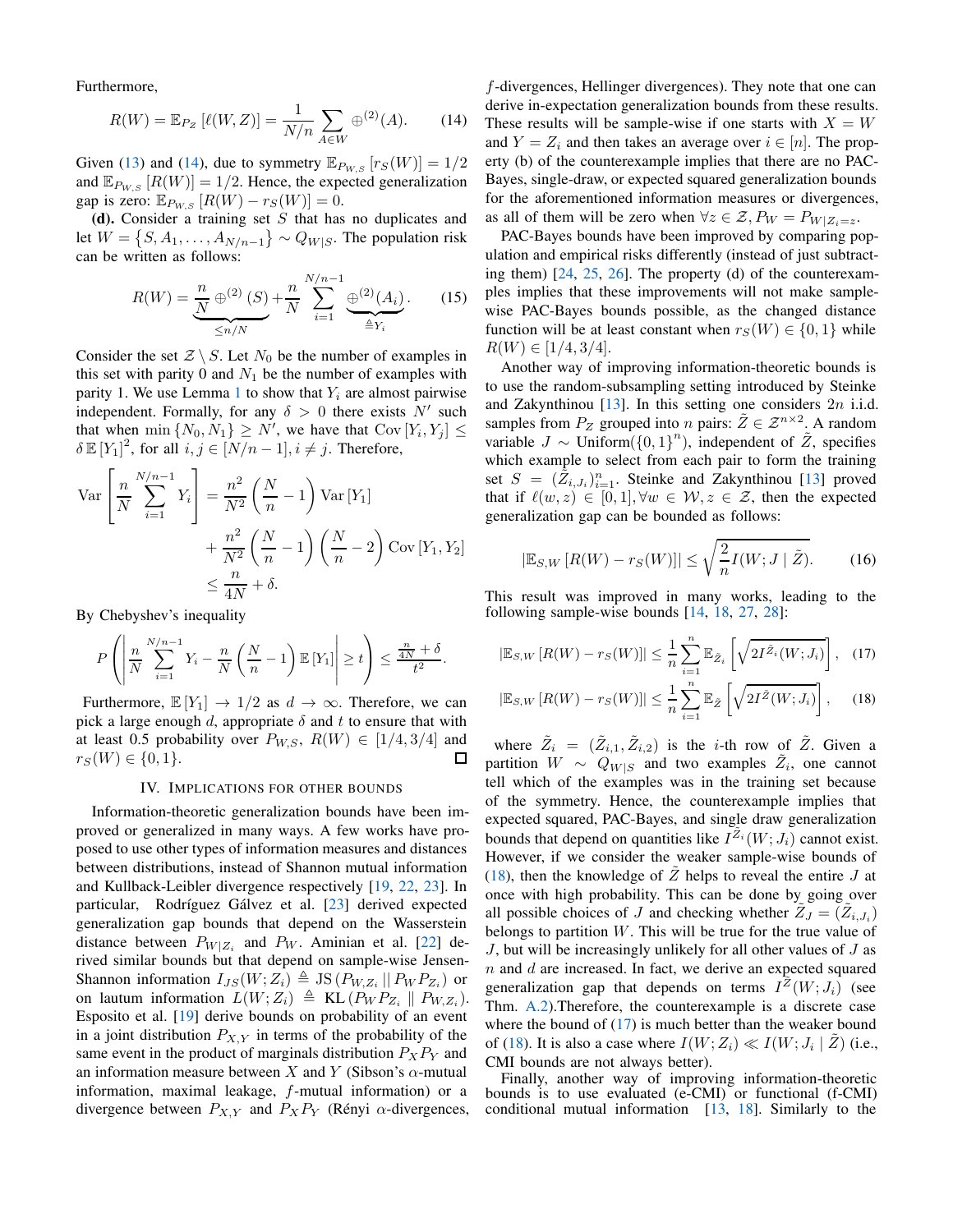Furthermore,

$$R(W) = \mathbb{E}_{P_Z}\left[\ell(W,Z)\right] = \frac{1}{N/n}\sum_{A\in W} \oplus^{(2)}(A). \tag{14}$$

Given (13) and (14), due to symmetry $\mathbb{E}_{P_{W,S}}\left[r_S(W)\right] = 1/2$ and $\mathbb{E}_{P_{W,S}}\left[R(W)\right] = 1/2$. Hence, the expected generalization gap is zero: $\mathbb{E}_{P_{W,S}}\left[R(W) - r_S(W)\right] = 0$.

**(d).** Consider a training set $S$ that has no duplicates and let $W = \left\{S, A_1, \ldots, A_{N/n-1}\right\} \sim Q_{W|S}$. The population risk can be written as follows:

$$R(W) = \underbrace{\frac{n}{N}\oplus^{(2)}(S)}_{\leq n/N} + \frac{n}{N}\sum_{i=1}^{N/n-1}\underbrace{\oplus^{(2)}(A_i)}_{\triangleq Y_i}. \tag{15}$$

Consider the set $\mathcal{Z}\setminus S$. Let $N_0$ be the number of examples in this set with parity 0 and $N_1$ be the number of examples with parity 1. We use Lemma 1 to show that $Y_i$ are almost pairwise independent. Formally, for any $\delta > 0$ there exists $N'$ such that when $\min\left\{N_0, N_1\right\} \geq N'$, we have that $\mathrm{Cov}\left[Y_i, Y_j\right] \leq \delta\,\mathbb{E}\left[Y_1\right]^2$, for all $i,j\in[N/n-1], i\neq j$. Therefore,

$$\begin{aligned}\mathrm{Var}\left[\frac{n}{N}\sum_{i=1}^{N/n-1} Y_i\right] &= \frac{n^2}{N^2}\left(\frac{N}{n}-1\right)\mathrm{Var}\left[Y_1\right] \\ &\quad + \frac{n^2}{N^2}\left(\frac{N}{n}-1\right)\left(\frac{N}{n}-2\right)\mathrm{Cov}\left[Y_1,Y_2\right] \\ &\leq \frac{n}{4N} + \delta.\end{aligned}$$

By Chebyshev's inequality

$$P\left(\left|\frac{n}{N}\sum_{i=1}^{N/n-1} Y_i - \frac{n}{N}\left(\frac{N}{n}-1\right)\mathbb{E}\left[Y_1\right]\right| \geq t\right) \leq \frac{\frac{n}{4N}+\delta}{t^2}.$$

Furthermore, $\mathbb{E}\left[Y_1\right] \to 1/2$ as $d\to\infty$. Therefore, we can pick a large enough $d$, appropriate $\delta$ and $t$ to ensure that with at least 0.5 probability over $P_{W,S}$, $R(W)\in[1/4,3/4]$ and $r_S(W)\in\{0,1\}$. ∎

## IV. Implications for other bounds

Information-theoretic generalization bounds have been improved or generalized in many ways. A few works have proposed to use other types of information measures and distances between distributions, instead of Shannon mutual information and Kullback-Leibler divergence respectively [19, 22, 23]. In particular, Rodríguez Gálvez et al. [23] derived expected generalization gap bounds that depend on the Wasserstein distance between $P_{W|Z_i}$ and $P_W$. Aminian et al. [22] derived similar bounds but that depend on sample-wise Jensen-Shannon information $I_{JS}(W;Z_i) \triangleq \mathrm{JS}\left(P_{W,Z_i}\,||\,P_W P_{Z_i}\right)$ or on lautum information $L(W;Z_i) \triangleq \mathrm{KL}\left(P_W P_{Z_i}\parallel P_{W,Z_i}\right)$. Esposito et al. [19] derive bounds on probability of an event in a joint distribution $P_{X,Y}$ in terms of the probability of the same event in the product of marginals distribution $P_X P_Y$ and an information measure between $X$ and $Y$ (Sibson's $\alpha$-mutual information, maximal leakage, $f$-mutual information) or a divergence between $P_{X,Y}$ and $P_X P_Y$ (Rényi $\alpha$-divergences, $f$-divergences, Hellinger divergences). They note that one can derive in-expectation generalization bounds from these results. These results will be sample-wise if one starts with $X = W$ and $Y = Z_i$ and then takes an average over $i\in[n]$. The property (b) of the counterexample implies that there are no PAC-Bayes, single-draw, or expected squared generalization bounds for the aforementioned information measures or divergences, as all of them will be zero when $\forall z\in\mathcal{Z}, P_W = P_{W|Z_i=z}$.

PAC-Bayes bounds have been improved by comparing population and empirical risks differently (instead of just subtracting them) [24, 25, 26]. The property (d) of the counterexamples implies that these improvements will not make sample-wise PAC-Bayes bounds possible, as the changed distance function will be at least constant when $r_S(W)\in\{0,1\}$ while $R(W)\in[1/4,3/4]$.

Another way of improving information-theoretic bounds is to use the random-subsampling setting introduced by Steinke and Zakynthinou [13]. In this setting one considers $2n$ i.i.d. samples from $P_Z$ grouped into $n$ pairs: $\tilde{Z}\in\mathcal{Z}^{n\times 2}$. A random variable $J\sim\mathrm{Uniform}(\{0,1\}^n)$, independent of $\tilde{Z}$, specifies which example to select from each pair to form the training set $S = (\tilde{Z}_{i,J_i})_{i=1}^n$. Steinke and Zakynthinou [13] proved that if $\ell(w,z)\in[0,1], \forall w\in\mathcal{W}, z\in\mathcal{Z}$, then the expected generalization gap can be bounded as follows:

$$\left|\mathbb{E}_{S,W}\left[R(W) - r_S(W)\right]\right| \leq \sqrt{\frac{2}{n}I(W;J\mid\tilde{Z})}. \tag{16}$$

This result was improved in many works, leading to the following sample-wise bounds [14, 18, 27, 28]:

$$\left|\mathbb{E}_{S,W}\left[R(W) - r_S(W)\right]\right| \leq \frac{1}{n}\sum_{i=1}^n \mathbb{E}_{\tilde{Z}_i}\left[\sqrt{2I^{\tilde{Z}_i}(W;J_i)}\right], \tag{17}$$

$$\left|\mathbb{E}_{S,W}\left[R(W) - r_S(W)\right]\right| \leq \frac{1}{n}\sum_{i=1}^n \mathbb{E}_{\tilde{Z}}\left[\sqrt{2I^{\tilde{Z}}(W;J_i)}\right], \tag{18}$$

where $\tilde{Z}_i = (\tilde{Z}_{i,1},\tilde{Z}_{i,2})$ is the $i$-th row of $\tilde{Z}$. Given a partition $W\sim Q_{W|S}$ and two examples $\tilde{Z}_i$, one cannot tell which of the examples was in the training set because of the symmetry. Hence, the counterexample implies that expected squared, PAC-Bayes, and single draw generalization bounds that depend on quantities like $I^{\tilde{Z}_i}(W;J_i)$ cannot exist. However, if we consider the weaker sample-wise bounds of (18), then the knowledge of $\tilde{Z}$ helps to reveal the entire $J$ at once with high probability. This can be done by going over all possible choices of $J$ and checking whether $\tilde{Z}_J = (\tilde{Z}_{i,J_i})$ belongs to partition $W$. This will be true for the true value of $J$, but will be increasingly unlikely for all other values of $J$ as $n$ and $d$ are increased. In fact, we derive an expected squared generalization gap that depends on terms $I^{\tilde{Z}}(W;J_i)$ (see Thm. A.2).Therefore, the counterexample is a discrete case where the bound of (17) is much better than the weaker bound of (18). It is also a case where $I(W;Z_i)\ll I(W;J_i\mid\tilde{Z})$ (i.e., CMI bounds are not always better).

Finally, another way of improving information-theoretic bounds is to use evaluated (e-CMI) or functional (f-CMI) conditional mutual information [13, 18]. Similarly to the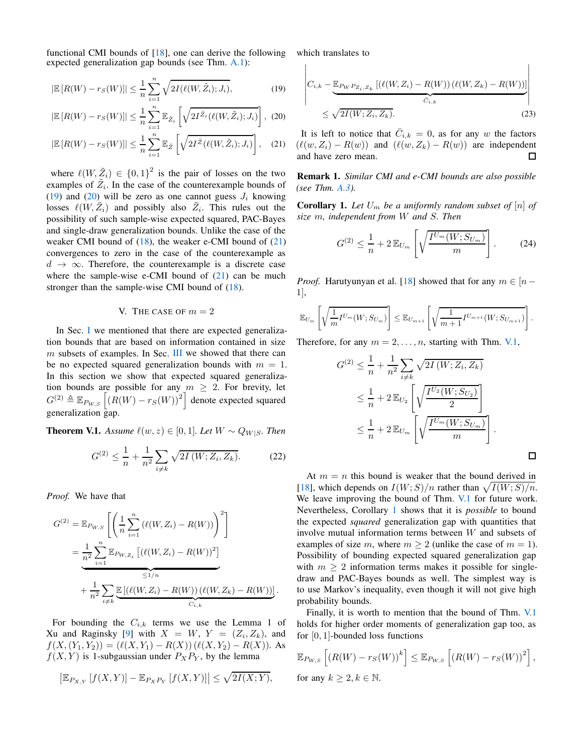functional CMI bounds of [18], one can derive the following expected generalization gap bounds (see Thm. A.1):

$$|\mathbb{E}\left[R(W) - r_S(W)\right]| \le \frac{1}{n}\sum_{i=1}^{n}\sqrt{2I(\ell(W,\tilde{Z}_i);J_i)}, \tag{19}$$

$$|\mathbb{E}\left[R(W) - r_S(W)\right]| \le \frac{1}{n}\sum_{i=1}^{n}\mathbb{E}_{\tilde{Z}_i}\left[\sqrt{2I^{\tilde{Z}_i}(\ell(W,\tilde{Z}_i);J_i)}\right], \tag{20}$$

$$|\mathbb{E}\left[R(W) - r_S(W)\right]| \le \frac{1}{n}\sum_{i=1}^{n}\mathbb{E}_{\tilde{Z}}\left[\sqrt{2I^{\tilde{Z}}(\ell(W,\tilde{Z}_i);J_i)}\right], \tag{21}$$

where $\ell(W,\tilde{Z}_i) \in \{0,1\}^2$ is the pair of losses on the two examples of $\tilde{Z}_i$. In the case of the counterexample bounds of (19) and (20) will be zero as one cannot guess $J_i$ knowing losses $\ell(W,\tilde{Z}_i)$ and possibly also $\tilde{Z}_i$. This rules out the possibility of such sample-wise expected squared, PAC-Bayes and single-draw generalization bounds. Unlike the case of the weaker CMI bound of (18), the weaker e-CMI bound of (21) convergences to zero in the case of the counterexample as $d \to \infty$. Therefore, the counterexample is a discrete case where the sample-wise e-CMI bound of (21) can be much stronger than the sample-wise CMI bound of (18).

## V. The case of $m = 2$

In Sec. I we mentioned that there are expected generalization bounds that are based on information contained in size $m$ subsets of examples. In Sec. III we showed that there can be no expected squared generalization bounds with $m = 1$. In this section we show that expected squared generalization bounds are possible for any $m \ge 2$. For brevity, let $G^{(2)} \triangleq \mathbb{E}_{P_{W,S}}\left[(R(W) - r_S(W))^2\right]$ denote expected squared generalization gap.

**Theorem V.1.** *Assume $\ell(w,z) \in [0,1]$. Let $W \sim Q_{W|S}$. Then*

$$G^{(2)} \le \frac{1}{n} + \frac{1}{n^2}\sum_{i \ne k}\sqrt{2I\left(W;Z_i,Z_k\right)}. \tag{22}$$

*Proof.* We have that

$$\begin{aligned}
G^{(2)} &= \mathbb{E}_{P_{W,S}}\left[\left(\frac{1}{n}\sum_{i=1}^{n}\left(\ell(W,Z_i) - R(W)\right)\right)^2\right]\\
&= \underbrace{\frac{1}{n^2}\sum_{i=1}^{n}\mathbb{E}_{P_{W,Z_i}}\left[\left(\ell(W,Z_i) - R(W)\right)^2\right]}_{\le 1/n}\\
&\quad + \frac{1}{n^2}\sum_{i \ne k}\underbrace{\mathbb{E}\left[\left(\ell(W,Z_i) - R(W)\right)\left(\ell(W,Z_k) - R(W)\right)\right]}_{C_{i,k}}.
\end{aligned}$$

For bounding the $C_{i,k}$ terms we use the Lemma 1 of Xu and Raginsky [9] with $X = W$, $Y = (Z_i, Z_k)$, and $f(X,(Y_1,Y_2)) = \left(\ell(X,Y_1) - R(X)\right)\left(\ell(X,Y_2) - R(X)\right)$. As $f(X,Y)$ is 1-subgaussian under $P_X P_Y$, by the lemma

$$\left|\mathbb{E}_{P_{X,Y}}\left[f(X,Y)\right] - \mathbb{E}_{P_X P_Y}\left[f(X,Y)\right]\right| \le \sqrt{2I(X;Y)},$$

which translates to

$$\left| C_{i,k} - \underbrace{\mathbb{E}_{P_W P_{Z_i,Z_k}}\left[\left(\ell(W,Z_i) - R(W)\right)\left(\ell(W,Z_k) - R(W)\right)\right]}_{\bar{C}_{i,k}} \right| \le \sqrt{2I(W;Z_i,Z_k)}. \tag{23}$$

It is left to notice that $\bar{C}_{i,k} = 0$, as for any $w$ the factors $(\ell(w,Z_i) - R(w))$ and $(\ell(w,Z_k) - R(w))$ are independent and have zero mean. ◻

**Remark 1.** *Similar CMI and e-CMI bounds are also possible (see Thm. A.3).*

**Corollary 1.** *Let $U_m$ be a uniformly random subset of $[n]$ of size $m$, independent from $W$ and $S$. Then*

$$G^{(2)} \le \frac{1}{n} + 2\,\mathbb{E}_{U_m}\left[\sqrt{\frac{I^{U_m}(W;S_{U_m})}{m}}\right]. \tag{24}$$

*Proof.* Harutyunyan et al. [18] showed that for any $m \in [n-1]$,

$$\mathbb{E}_{U_m}\left[\sqrt{\frac{1}{m}I^{U_m}(W;S_{U_m})}\right] \le \mathbb{E}_{U_{m+1}}\left[\sqrt{\frac{1}{m+1}I^{U_{m+1}}(W;S_{U_{m+1}})}\right].$$

Therefore, for any $m = 2,\ldots,n$, starting with Thm. V.1,

$$\begin{aligned}
G^{(2)} &\le \frac{1}{n} + \frac{1}{n^2}\sum_{i \ne k}\sqrt{2I\left(W;Z_i,Z_k\right)}\\
&\le \frac{1}{n} + 2\,\mathbb{E}_{U_2}\left[\sqrt{\frac{I^{U_2}(W;S_{U_2})}{2}}\right]\\
&\le \frac{1}{n} + 2\,\mathbb{E}_{U_m}\left[\sqrt{\frac{I^{U_m}(W;S_{U_m})}{m}}\right].
\end{aligned}$$

◻

At $m = n$ this bound is weaker that the bound derived in [18], which depends on $I(W;S)/n$ rather than $\sqrt{I(W;S)/n}$. We leave improving the bound of Thm. V.1 for future work. Nevertheless, Corollary 1 shows that it is *possible* to bound the expected *squared* generalization gap with quantities that involve mutual information terms between $W$ and subsets of examples of size $m$, where $m \ge 2$ (unlike the case of $m = 1$). Possibility of bounding expected squared generalization gap with $m \ge 2$ information terms makes it possible for single-draw and PAC-Bayes bounds as well. The simplest way is to use Markov's inequality, even though it will not give high probability bounds.

Finally, it is worth to mention that the bound of Thm. V.1 holds for higher order moments of generalization gap too, as for $[0,1]$-bounded loss functions

$$\mathbb{E}_{P_{W,S}}\left[\left(R(W) - r_S(W)\right)^k\right] \le \mathbb{E}_{P_{W,S}}\left[\left(R(W) - r_S(W)\right)^2\right],$$

for any $k \ge 2, k \in \mathbb{N}$.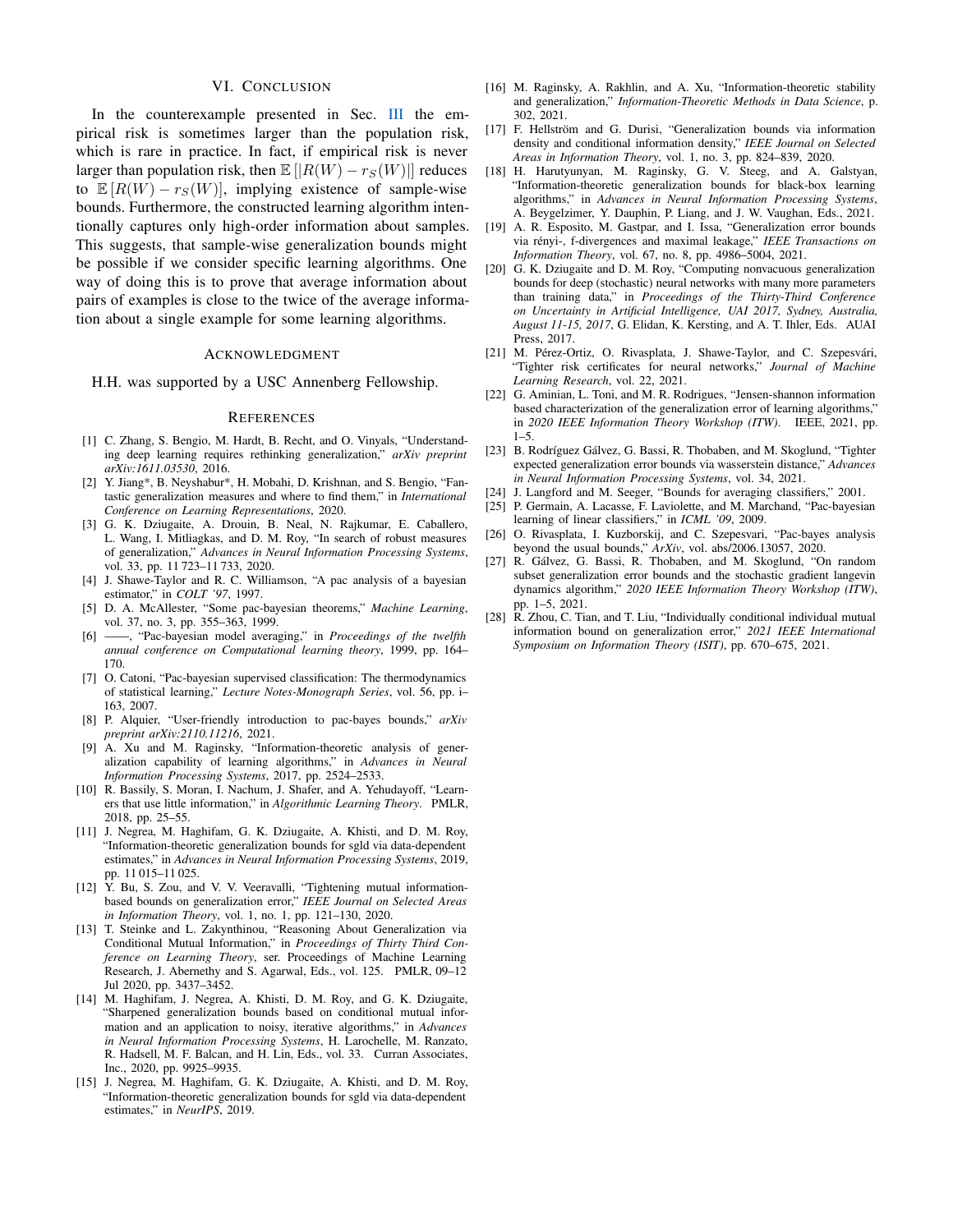## VI. Conclusion

In the counterexample presented in Sec. III the empirical risk is sometimes larger than the population risk, which is rare in practice. In fact, if empirical risk is never larger than population risk, then $\mathbb{E}\left[|R(W) - r_S(W)|\right]$ reduces to $\mathbb{E}\left[R(W) - r_S(W)\right]$, implying existence of sample-wise bounds. Furthermore, the constructed learning algorithm intentionally captures only high-order information about samples. This suggests, that sample-wise generalization bounds might be possible if we consider specific learning algorithms. One way of doing this is to prove that average information about pairs of examples is close to the twice of the average information about a single example for some learning algorithms.

## Acknowledgment

H.H. was supported by a USC Annenberg Fellowship.

## References

[1] C. Zhang, S. Bengio, M. Hardt, B. Recht, and O. Vinyals, "Understanding deep learning requires rethinking generalization," *arXiv preprint arXiv:1611.03530*, 2016.

[2] Y. Jiang*, B. Neyshabur*, H. Mobahi, D. Krishnan, and S. Bengio, "Fantastic generalization measures and where to find them," in *International Conference on Learning Representations*, 2020.

[3] G. K. Dziugaite, A. Drouin, B. Neal, N. Rajkumar, E. Caballero, L. Wang, I. Mitliagkas, and D. M. Roy, "In search of robust measures of generalization," *Advances in Neural Information Processing Systems*, vol. 33, pp. 11 723–11 733, 2020.

[4] J. Shawe-Taylor and R. C. Williamson, "A pac analysis of a bayesian estimator," in *COLT '97*, 1997.

[5] D. A. McAllester, "Some pac-bayesian theorems," *Machine Learning*, vol. 37, no. 3, pp. 355–363, 1999.

[6] ——, "Pac-bayesian model averaging," in *Proceedings of the twelfth annual conference on Computational learning theory*, 1999, pp. 164–170.

[7] O. Catoni, "Pac-bayesian supervised classification: The thermodynamics of statistical learning," *Lecture Notes-Monograph Series*, vol. 56, pp. i–163, 2007.

[8] P. Alquier, "User-friendly introduction to pac-bayes bounds," *arXiv preprint arXiv:2110.11216*, 2021.

[9] A. Xu and M. Raginsky, "Information-theoretic analysis of generalization capability of learning algorithms," in *Advances in Neural Information Processing Systems*, 2017, pp. 2524–2533.

[10] R. Bassily, S. Moran, I. Nachum, J. Shafer, and A. Yehudayoff, "Learners that use little information," in *Algorithmic Learning Theory*. PMLR, 2018, pp. 25–55.

[11] J. Negrea, M. Haghifam, G. K. Dziugaite, A. Khisti, and D. M. Roy, "Information-theoretic generalization bounds for sgld via data-dependent estimates," in *Advances in Neural Information Processing Systems*, 2019, pp. 11 015–11 025.

[12] Y. Bu, S. Zou, and V. V. Veeravalli, "Tightening mutual information-based bounds on generalization error," *IEEE Journal on Selected Areas in Information Theory*, vol. 1, no. 1, pp. 121–130, 2020.

[13] T. Steinke and L. Zakynthinou, "Reasoning About Generalization via Conditional Mutual Information," in *Proceedings of Thirty Third Conference on Learning Theory*, ser. Proceedings of Machine Learning Research, J. Abernethy and S. Agarwal, Eds., vol. 125. PMLR, 09–12 Jul 2020, pp. 3437–3452.

[14] M. Haghifam, J. Negrea, A. Khisti, D. M. Roy, and G. K. Dziugaite, "Sharpened generalization bounds based on conditional mutual information and an application to noisy, iterative algorithms," in *Advances in Neural Information Processing Systems*, H. Larochelle, M. Ranzato, R. Hadsell, M. F. Balcan, and H. Lin, Eds., vol. 33. Curran Associates, Inc., 2020, pp. 9925–9935.

[15] J. Negrea, M. Haghifam, G. K. Dziugaite, A. Khisti, and D. M. Roy, "Information-theoretic generalization bounds for sgld via data-dependent estimates," in *NeurIPS*, 2019.

[16] M. Raginsky, A. Rakhlin, and A. Xu, "Information-theoretic stability and generalization," *Information-Theoretic Methods in Data Science*, p. 302, 2021.

[17] F. Hellström and G. Durisi, "Generalization bounds via information density and conditional information density," *IEEE Journal on Selected Areas in Information Theory*, vol. 1, no. 3, pp. 824–839, 2020.

[18] H. Harutyunyan, M. Raginsky, G. V. Steeg, and A. Galstyan, "Information-theoretic generalization bounds for black-box learning algorithms," in *Advances in Neural Information Processing Systems*, A. Beygelzimer, Y. Dauphin, P. Liang, and J. W. Vaughan, Eds., 2021.

[19] A. R. Esposito, M. Gastpar, and I. Issa, "Generalization error bounds via rényi-, f-divergences and maximal leakage," *IEEE Transactions on Information Theory*, vol. 67, no. 8, pp. 4986–5004, 2021.

[20] G. K. Dziugaite and D. M. Roy, "Computing nonvacuous generalization bounds for deep (stochastic) neural networks with many more parameters than training data," in *Proceedings of the Thirty-Third Conference on Uncertainty in Artificial Intelligence, UAI 2017, Sydney, Australia, August 11-15, 2017*, G. Elidan, K. Kersting, and A. T. Ihler, Eds. AUAI Press, 2017.

[21] M. Pérez-Ortiz, O. Rivasplata, J. Shawe-Taylor, and C. Szepesvári, "Tighter risk certificates for neural networks," *Journal of Machine Learning Research*, vol. 22, 2021.

[22] G. Aminian, L. Toni, and M. R. Rodrigues, "Jensen-shannon information based characterization of the generalization error of learning algorithms," in *2020 IEEE Information Theory Workshop (ITW)*. IEEE, 2021, pp. 1–5.

[23] B. Rodríguez Gálvez, G. Bassi, R. Thobaben, and M. Skoglund, "Tighter expected generalization error bounds via wasserstein distance," *Advances in Neural Information Processing Systems*, vol. 34, 2021.

[24] J. Langford and M. Seeger, "Bounds for averaging classifiers," 2001.

[25] P. Germain, A. Lacasse, F. Laviolette, and M. Marchand, "Pac-bayesian learning of linear classifiers," in *ICML '09*, 2009.

[26] O. Rivasplata, I. Kuzborskij, and C. Szepesvari, "Pac-bayes analysis beyond the usual bounds," *ArXiv*, vol. abs/2006.13057, 2020.

[27] R. Gálvez, G. Bassi, R. Thobaben, and M. Skoglund, "On random subset generalization error bounds and the stochastic gradient langevin dynamics algorithm," *2020 IEEE Information Theory Workshop (ITW)*, pp. 1–5, 2021.

[28] R. Zhou, C. Tian, and T. Liu, "Individually conditional individual mutual information bound on generalization error," *2021 IEEE International Symposium on Information Theory (ISIT)*, pp. 670–675, 2021.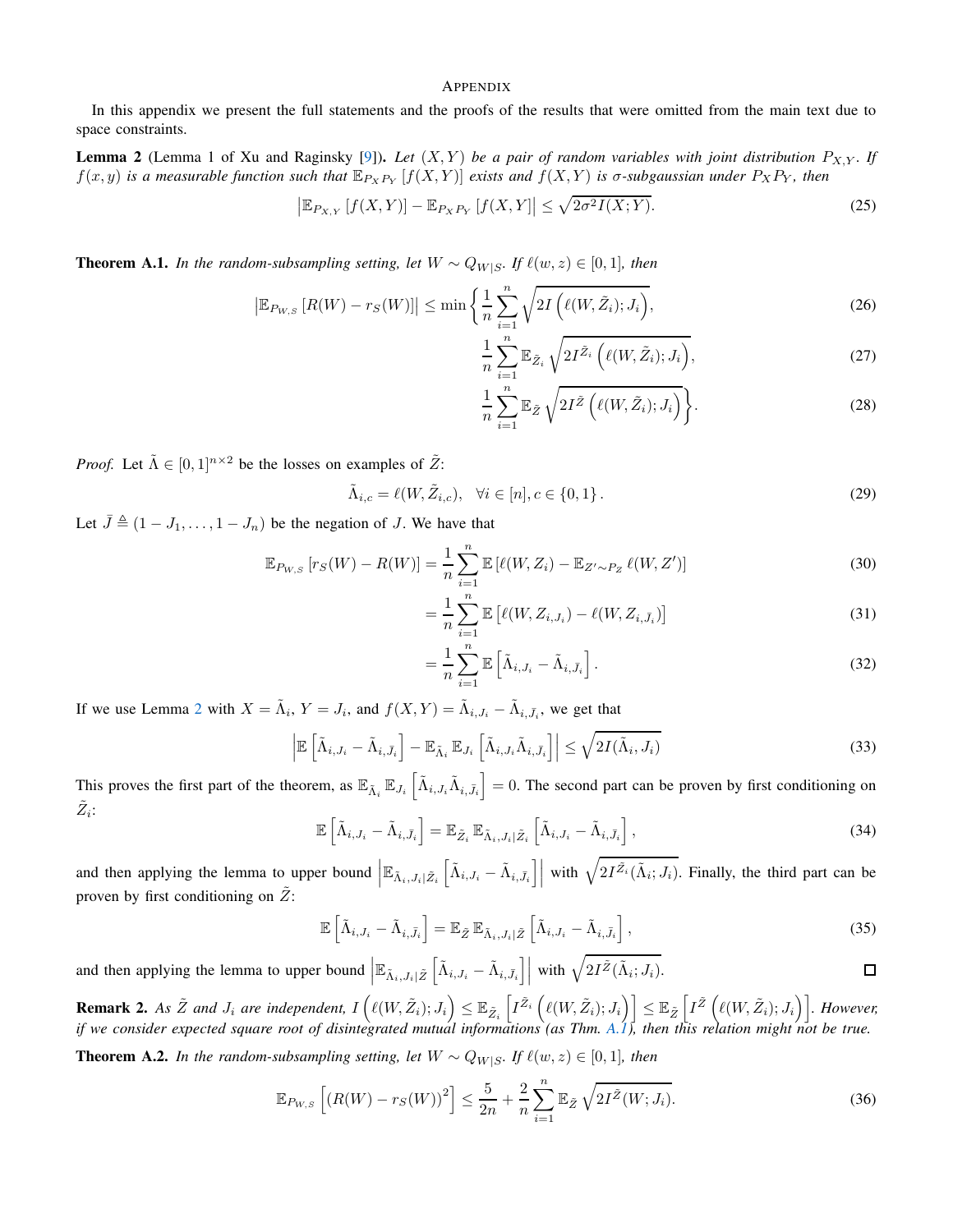## Appendix

In this appendix we present the full statements and the proofs of the results that were omitted from the main text due to space constraints.

**Lemma 2** (Lemma 1 of Xu and Raginsky [9])**.** *Let $(X,Y)$ be a pair of random variables with joint distribution $P_{X,Y}$. If $f(x,y)$ is a measurable function such that $\mathbb{E}_{P_X P_Y}[f(X,Y)]$ exists and $f(X,Y)$ is $\sigma$-subgaussian under $P_X P_Y$, then*

$$\left|\mathbb{E}_{P_{X,Y}}\left[f(X,Y)\right] - \mathbb{E}_{P_X P_Y}\left[f(X,Y\right]\right| \leq \sqrt{2\sigma^2 I(X;Y)}. \tag{25}$$

**Theorem A.1.** *In the random-subsampling setting, let $W \sim Q_{W|S}$. If $\ell(w,z) \in [0,1]$, then*

$$\left|\mathbb{E}_{P_{W,S}}\left[R(W) - r_S(W)\right]\right| \leq \min\left\{ \frac{1}{n}\sum_{i=1}^n \sqrt{2I\left(\ell(W,\tilde{Z}_i); J_i\right)}, \right. \tag{26}$$

$$\frac{1}{n}\sum_{i=1}^n \mathbb{E}_{\tilde{Z}_i}\sqrt{2I^{\tilde{Z}_i}\left(\ell(W,\tilde{Z}_i); J_i\right)}, \tag{27}$$

$$\left. \frac{1}{n}\sum_{i=1}^n \mathbb{E}_{\tilde{Z}}\sqrt{2I^{\tilde{Z}}\left(\ell(W,\tilde{Z}_i); J_i\right)} \right\}. \tag{28}$$

*Proof.* Let $\tilde{\Lambda} \in [0,1]^{n\times 2}$ be the losses on examples of $\tilde{Z}$:

$$\tilde{\Lambda}_{i,c} = \ell(W, \tilde{Z}_{i,c}), \quad \forall i \in [n], c \in \{0,1\}. \tag{29}$$

Let $\bar{J} \triangleq (1-J_1, \ldots, 1-J_n)$ be the negation of $J$. We have that

$$\mathbb{E}_{P_{W,S}}\left[r_S(W) - R(W)\right] = \frac{1}{n}\sum_{i=1}^n \mathbb{E}\left[\ell(W,Z_i) - \mathbb{E}_{Z'\sim P_Z}\ell(W,Z')\right] \tag{30}$$

$$= \frac{1}{n}\sum_{i=1}^n \mathbb{E}\left[\ell(W, Z_{i,J_i}) - \ell(W, Z_{i,\bar{J}_i})\right] \tag{31}$$

$$= \frac{1}{n}\sum_{i=1}^n \mathbb{E}\left[\tilde{\Lambda}_{i,J_i} - \tilde{\Lambda}_{i,\bar{J}_i}\right]. \tag{32}$$

If we use Lemma 2 with $X = \tilde{\Lambda}_i$, $Y = J_i$, and $f(X,Y) = \tilde{\Lambda}_{i,J_i} - \tilde{\Lambda}_{i,\bar{J}_i}$, we get that

$$\left|\mathbb{E}\left[\tilde{\Lambda}_{i,J_i} - \tilde{\Lambda}_{i,\bar{J}_i}\right] - \mathbb{E}_{\tilde{\Lambda}_i}\mathbb{E}_{J_i}\left[\tilde{\Lambda}_{i,J_i}\tilde{\Lambda}_{i,\bar{J}_i}\right]\right| \leq \sqrt{2I(\tilde{\Lambda}_i, J_i)} \tag{33}$$

This proves the first part of the theorem, as $\mathbb{E}_{\tilde{\Lambda}_i}\mathbb{E}_{J_i}\left[\tilde{\Lambda}_{i,J_i}\tilde{\Lambda}_{i,\bar{J}_i}\right] = 0$. The second part can be proven by first conditioning on $\tilde{Z}_i$:

$$\mathbb{E}\left[\tilde{\Lambda}_{i,J_i} - \tilde{\Lambda}_{i,\bar{J}_i}\right] = \mathbb{E}_{\tilde{Z}_i}\mathbb{E}_{\tilde{\Lambda}_i,J_i|\tilde{Z}_i}\left[\tilde{\Lambda}_{i,J_i} - \tilde{\Lambda}_{i,\bar{J}_i}\right], \tag{34}$$

and then applying the lemma to upper bound $\left|\mathbb{E}_{\tilde{\Lambda}_i,J_i|\tilde{Z}_i}\left[\tilde{\Lambda}_{i,J_i} - \tilde{\Lambda}_{i,\bar{J}_i}\right]\right|$ with $\sqrt{2I^{\tilde{Z}_i}(\tilde{\Lambda}_i; J_i)}$. Finally, the third part can be proven by first conditioning on $\tilde{Z}$:

$$\mathbb{E}\left[\tilde{\Lambda}_{i,J_i} - \tilde{\Lambda}_{i,\bar{J}_i}\right] = \mathbb{E}_{\tilde{Z}}\mathbb{E}_{\tilde{\Lambda}_i,J_i|\tilde{Z}}\left[\tilde{\Lambda}_{i,J_i} - \tilde{\Lambda}_{i,\bar{J}_i}\right], \tag{35}$$

and then applying the lemma to upper bound $\left|\mathbb{E}_{\tilde{\Lambda}_i,J_i|\tilde{Z}}\left[\tilde{\Lambda}_{i,J_i} - \tilde{\Lambda}_{i,\bar{J}_i}\right]\right|$ with $\sqrt{2I^{\tilde{Z}}(\tilde{\Lambda}_i; J_i)}$. ◻

**Remark 2.** *As $\tilde{Z}$ and $J_i$ are independent, $I\left(\ell(W,\tilde{Z}_i); J_i\right) \leq \mathbb{E}_{\tilde{Z}_i}\left[I^{\tilde{Z}_i}\left(\ell(W,\tilde{Z}_i); J_i\right)\right] \leq \mathbb{E}_{\tilde{Z}}\left[I^{\tilde{Z}}\left(\ell(W,\tilde{Z}_i); J_i\right)\right]$. However, if we consider expected square root of disintegrated mutual informations (as Thm. A.1), then this relation might not be true.*

**Theorem A.2.** *In the random-subsampling setting, let $W \sim Q_{W|S}$. If $\ell(w,z) \in [0,1]$, then*

$$\mathbb{E}_{P_{W,S}}\left[\left(R(W) - r_S(W)\right)^2\right] \leq \frac{5}{2n} + \frac{2}{n}\sum_{i=1}^n \mathbb{E}_{\tilde{Z}}\sqrt{2I^{\tilde{Z}}(W; J_i)}. \tag{36}$$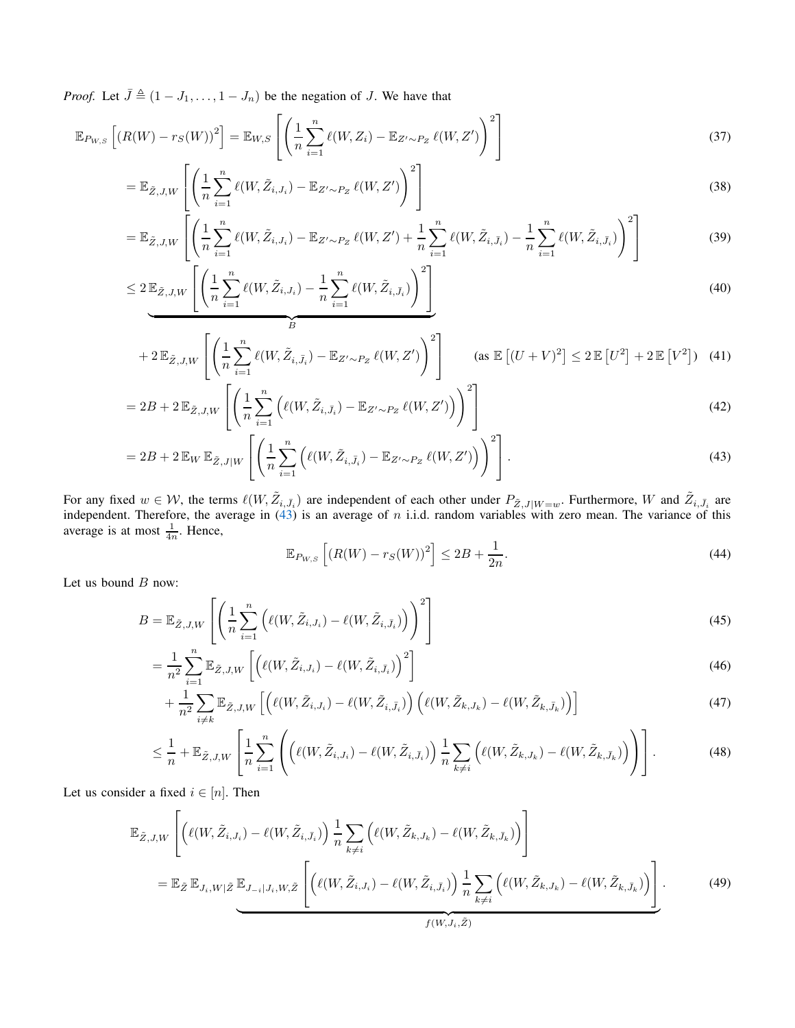*Proof.* Let $\bar{J} \triangleq (1 - J_1, \ldots, 1 - J_n)$ be the negation of $J$. We have that

$$
\mathbb{E}_{P_{W,S}}\left[(R(W) - r_S(W))^2\right] = \mathbb{E}_{W,S}\left[\left(\frac{1}{n}\sum_{i=1}^{n} \ell(W, Z_i) - \mathbb{E}_{Z' \sim P_Z}\, \ell(W, Z')\right)^2\right] \tag{37}
$$

$$
= \mathbb{E}_{\tilde{Z},J,W}\left[\left(\frac{1}{n}\sum_{i=1}^{n} \ell(W, \tilde{Z}_{i,J_i}) - \mathbb{E}_{Z' \sim P_Z}\, \ell(W, Z')\right)^2\right] \tag{38}
$$

$$
= \mathbb{E}_{\tilde{Z},J,W}\left[\left(\frac{1}{n}\sum_{i=1}^{n} \ell(W, \tilde{Z}_{i,J_i}) - \mathbb{E}_{Z' \sim P_Z}\, \ell(W, Z') + \frac{1}{n}\sum_{i=1}^{n} \ell(W, \tilde{Z}_{i,\bar{J}_i}) - \frac{1}{n}\sum_{i=1}^{n} \ell(W, \tilde{Z}_{i,\bar{J}_i})\right)^2\right] \tag{39}
$$

$$
\leq 2\, \underbrace{\mathbb{E}_{\tilde{Z},J,W}\left[\left(\frac{1}{n}\sum_{i=1}^{n} \ell(W, \tilde{Z}_{i,J_i}) - \frac{1}{n}\sum_{i=1}^{n} \ell(W, \tilde{Z}_{i,\bar{J}_i})\right)^2\right]}_{B} \tag{40}
$$

$$
+ 2\, \mathbb{E}_{\tilde{Z},J,W}\left[\left(\frac{1}{n}\sum_{i=1}^{n} \ell(W, \tilde{Z}_{i,\bar{J}_i}) - \mathbb{E}_{Z' \sim P_Z}\, \ell(W, Z')\right)^2\right] \qquad (\text{as } \mathbb{E}\left[(U+V)^2\right] \leq 2\,\mathbb{E}\left[U^2\right] + 2\,\mathbb{E}\left[V^2\right]) \tag{41}
$$

$$
= 2B + 2\, \mathbb{E}_{\tilde{Z},J,W}\left[\left(\frac{1}{n}\sum_{i=1}^{n} \left(\ell(W, \tilde{Z}_{i,\bar{J}_i}) - \mathbb{E}_{Z' \sim P_Z}\, \ell(W, Z')\right)\right)^2\right] \tag{42}
$$

$$
= 2B + 2\, \mathbb{E}_{W}\, \mathbb{E}_{\tilde{Z},J|W}\left[\left(\frac{1}{n}\sum_{i=1}^{n} \left(\ell(W, \tilde{Z}_{i,\bar{J}_i}) - \mathbb{E}_{Z' \sim P_Z}\, \ell(W, Z')\right)\right)^2\right]. \tag{43}
$$

For any fixed $w \in \mathcal{W}$, the terms $\ell(W, \tilde{Z}_{i,\bar{J}_i})$ are independent of each other under $P_{\tilde{Z},J|W=w}$. Furthermore, $W$ and $\tilde{Z}_{i,\bar{J}_i}$ are independent. Therefore, the average in (43) is an average of $n$ i.i.d. random variables with zero mean. The variance of this average is at most $\frac{1}{4n}$. Hence,

$$
\mathbb{E}_{P_{W,S}}\left[(R(W) - r_S(W))^2\right] \leq 2B + \frac{1}{2n}. \tag{44}
$$

Let us bound $B$ now:

$$
B = \mathbb{E}_{\tilde{Z},J,W}\left[\left(\frac{1}{n}\sum_{i=1}^{n} \left(\ell(W, \tilde{Z}_{i,J_i}) - \ell(W, \tilde{Z}_{i,\bar{J}_i})\right)\right)^2\right] \tag{45}
$$

$$
= \frac{1}{n^2}\sum_{i=1}^{n} \mathbb{E}_{\tilde{Z},J,W}\left[\left(\ell(W, \tilde{Z}_{i,J_i}) - \ell(W, \tilde{Z}_{i,\bar{J}_i})\right)^2\right] \tag{46}
$$

$$
+ \frac{1}{n^2}\sum_{i \neq k} \mathbb{E}_{\tilde{Z},J,W}\left[\left(\ell(W, \tilde{Z}_{i,J_i}) - \ell(W, \tilde{Z}_{i,\bar{J}_i})\right)\left(\ell(W, \tilde{Z}_{k,J_k}) - \ell(W, \tilde{Z}_{k,\bar{J}_k})\right)\right] \tag{47}
$$

$$
\leq \frac{1}{n} + \mathbb{E}_{\tilde{Z},J,W}\left[\frac{1}{n}\sum_{i=1}^{n}\left(\left(\ell(W, \tilde{Z}_{i,J_i}) - \ell(W, \tilde{Z}_{i,\bar{J}_i})\right)\frac{1}{n}\sum_{k \neq i}\left(\ell(W, \tilde{Z}_{k,J_k}) - \ell(W, \tilde{Z}_{k,\bar{J}_k})\right)\right)\right]. \tag{48}
$$

Let us consider a fixed $i \in [n]$. Then

$$
\mathbb{E}_{\tilde{Z},J,W}\left[\left(\ell(W, \tilde{Z}_{i,J_i}) - \ell(W, \tilde{Z}_{i,\bar{J}_i})\right)\frac{1}{n}\sum_{k \neq i}\left(\ell(W, \tilde{Z}_{k,J_k}) - \ell(W, \tilde{Z}_{k,\bar{J}_k})\right)\right]
$$

$$
= \mathbb{E}_{\tilde{Z}}\, \mathbb{E}_{J_i,W|\tilde{Z}}\, \underbrace{\mathbb{E}_{J_{-i}|J_i,W,\tilde{Z}}\left[\left(\ell(W, \tilde{Z}_{i,J_i}) - \ell(W, \tilde{Z}_{i,\bar{J}_i})\right)\frac{1}{n}\sum_{k \neq i}\left(\ell(W, \tilde{Z}_{k,J_k}) - \ell(W, \tilde{Z}_{k,\bar{J}_k})\right)\right]}_{f(W,J_i,\tilde{Z})}. \tag{49}
$$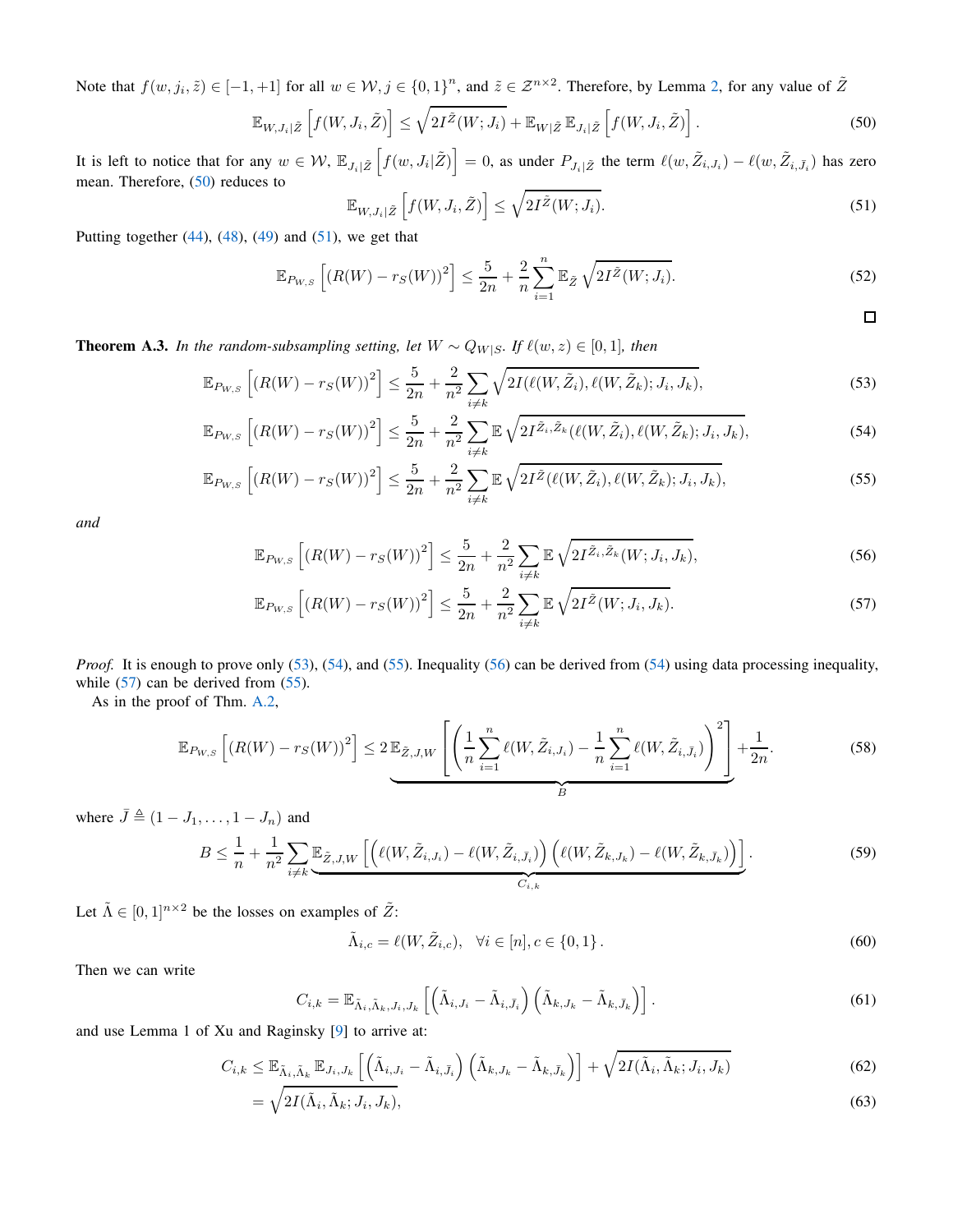Note that $f(w, j_i, \tilde{z}) \in [-1, +1]$ for all $w \in \mathcal{W}, j \in \{0,1\}^n$, and $\tilde{z} \in \mathcal{Z}^{n\times 2}$. Therefore, by Lemma 2, for any value of $\tilde{Z}$

$$\mathbb{E}_{W,J_i|\tilde{Z}}\left[f(W, J_i, \tilde{Z})\right] \leq \sqrt{2I^{\tilde{Z}}(W; J_i)} + \mathbb{E}_{W|\tilde{Z}}\,\mathbb{E}_{J_i|\tilde{Z}}\left[f(W, J_i, \tilde{Z})\right]. \tag{50}$$

It is left to notice that for any $w \in \mathcal{W}$, $\mathbb{E}_{J_i|\tilde{Z}}\left[f(w, J_i|\tilde{Z})\right] = 0$, as under $P_{J_i|\tilde{Z}}$ the term $\ell(w, \tilde{Z}_{i,J_i}) - \ell(w, \tilde{Z}_{i,\bar{J}_i})$ has zero mean. Therefore, (50) reduces to

$$\mathbb{E}_{W,J_i|\tilde{Z}}\left[f(W, J_i, \tilde{Z})\right] \leq \sqrt{2I^{\tilde{Z}}(W; J_i)}. \tag{51}$$

Putting together (44), (48), (49) and (51), we get that

$$\mathbb{E}_{P_{W,S}}\left[(R(W) - r_S(W))^2\right] \leq \frac{5}{2n} + \frac{2}{n}\sum_{i=1}^{n}\mathbb{E}_{\tilde{Z}}\sqrt{2I^{\tilde{Z}}(W; J_i)}. \tag{52}$$

□

**Theorem A.3.** *In the random-subsampling setting, let $W \sim Q_{W|S}$. If $\ell(w, z) \in [0,1]$, then*

$$\mathbb{E}_{P_{W,S}}\left[(R(W) - r_S(W))^2\right] \leq \frac{5}{2n} + \frac{2}{n^2}\sum_{i\neq k}\sqrt{2I(\ell(W,\tilde{Z}_i), \ell(W,\tilde{Z}_k); J_i, J_k)}, \tag{53}$$

$$\mathbb{E}_{P_{W,S}}\left[(R(W) - r_S(W))^2\right] \leq \frac{5}{2n} + \frac{2}{n^2}\sum_{i\neq k}\mathbb{E}\sqrt{2I^{\tilde{Z}_i,\tilde{Z}_k}(\ell(W,\tilde{Z}_i), \ell(W,\tilde{Z}_k); J_i, J_k)}, \tag{54}$$

$$\mathbb{E}_{P_{W,S}}\left[(R(W) - r_S(W))^2\right] \leq \frac{5}{2n} + \frac{2}{n^2}\sum_{i\neq k}\mathbb{E}\sqrt{2I^{\tilde{Z}}(\ell(W,\tilde{Z}_i), \ell(W,\tilde{Z}_k); J_i, J_k)}, \tag{55}$$

*and*

$$\mathbb{E}_{P_{W,S}}\left[(R(W) - r_S(W))^2\right] \leq \frac{5}{2n} + \frac{2}{n^2}\sum_{i\neq k}\mathbb{E}\sqrt{2I^{\tilde{Z}_i,\tilde{Z}_k}(W; J_i, J_k)}, \tag{56}$$

$$\mathbb{E}_{P_{W,S}}\left[(R(W) - r_S(W))^2\right] \leq \frac{5}{2n} + \frac{2}{n^2}\sum_{i\neq k}\mathbb{E}\sqrt{2I^{\tilde{Z}}(W; J_i, J_k)}. \tag{57}$$

*Proof.* It is enough to prove only (53), (54), and (55). Inequality (56) can be derived from (54) using data processing inequality, while (57) can be derived from (55).

As in the proof of Thm. A.2,

$$\mathbb{E}_{P_{W,S}}\left[(R(W) - r_S(W))^2\right] \leq 2\underbrace{\mathbb{E}_{\tilde{Z},J,W}\left[\left(\frac{1}{n}\sum_{i=1}^{n}\ell(W,\tilde{Z}_{i,J_i}) - \frac{1}{n}\sum_{i=1}^{n}\ell(W,\tilde{Z}_{i,\bar{J}_i})\right)^2\right]}_{B} + \frac{1}{2n}. \tag{58}$$

where $\bar{J} \triangleq (1 - J_1, \ldots, 1 - J_n)$ and

$$B \leq \frac{1}{n} + \frac{1}{n^2}\sum_{i\neq k}\underbrace{\mathbb{E}_{\tilde{Z},J,W}\left[\left(\ell(W,\tilde{Z}_{i,J_i}) - \ell(W,\tilde{Z}_{i,\bar{J}_i})\right)\left(\ell(W,\tilde{Z}_{k,J_k}) - \ell(W,\tilde{Z}_{k,\bar{J}_k})\right)\right]}_{C_{i,k}}. \tag{59}$$

Let $\tilde{\Lambda} \in [0,1]^{n\times 2}$ be the losses on examples of $\tilde{Z}$:

$$\tilde{\Lambda}_{i,c} = \ell(W, \tilde{Z}_{i,c}), \quad \forall i \in [n], c \in \{0,1\}. \tag{60}$$

Then we can write

$$C_{i,k} = \mathbb{E}_{\tilde{\Lambda}_i,\tilde{\Lambda}_k,J_i,J_k}\left[\left(\tilde{\Lambda}_{i,J_i} - \tilde{\Lambda}_{i,\bar{J}_i}\right)\left(\tilde{\Lambda}_{k,J_k} - \tilde{\Lambda}_{k,\bar{J}_k}\right)\right]. \tag{61}$$

and use Lemma 1 of Xu and Raginsky [9] to arrive at:

$$C_{i,k} \leq \mathbb{E}_{\tilde{\Lambda}_i,\tilde{\Lambda}_k}\,\mathbb{E}_{J_i,J_k}\left[\left(\tilde{\Lambda}_{i,J_i} - \tilde{\Lambda}_{i,\bar{J}_i}\right)\left(\tilde{\Lambda}_{k,J_k} - \tilde{\Lambda}_{k,\bar{J}_k}\right)\right] + \sqrt{2I(\tilde{\Lambda}_i, \tilde{\Lambda}_k; J_i, J_k)} \tag{62}$$

$$= \sqrt{2I(\tilde{\Lambda}_i, \tilde{\Lambda}_k; J_i, J_k)}, \tag{63}$$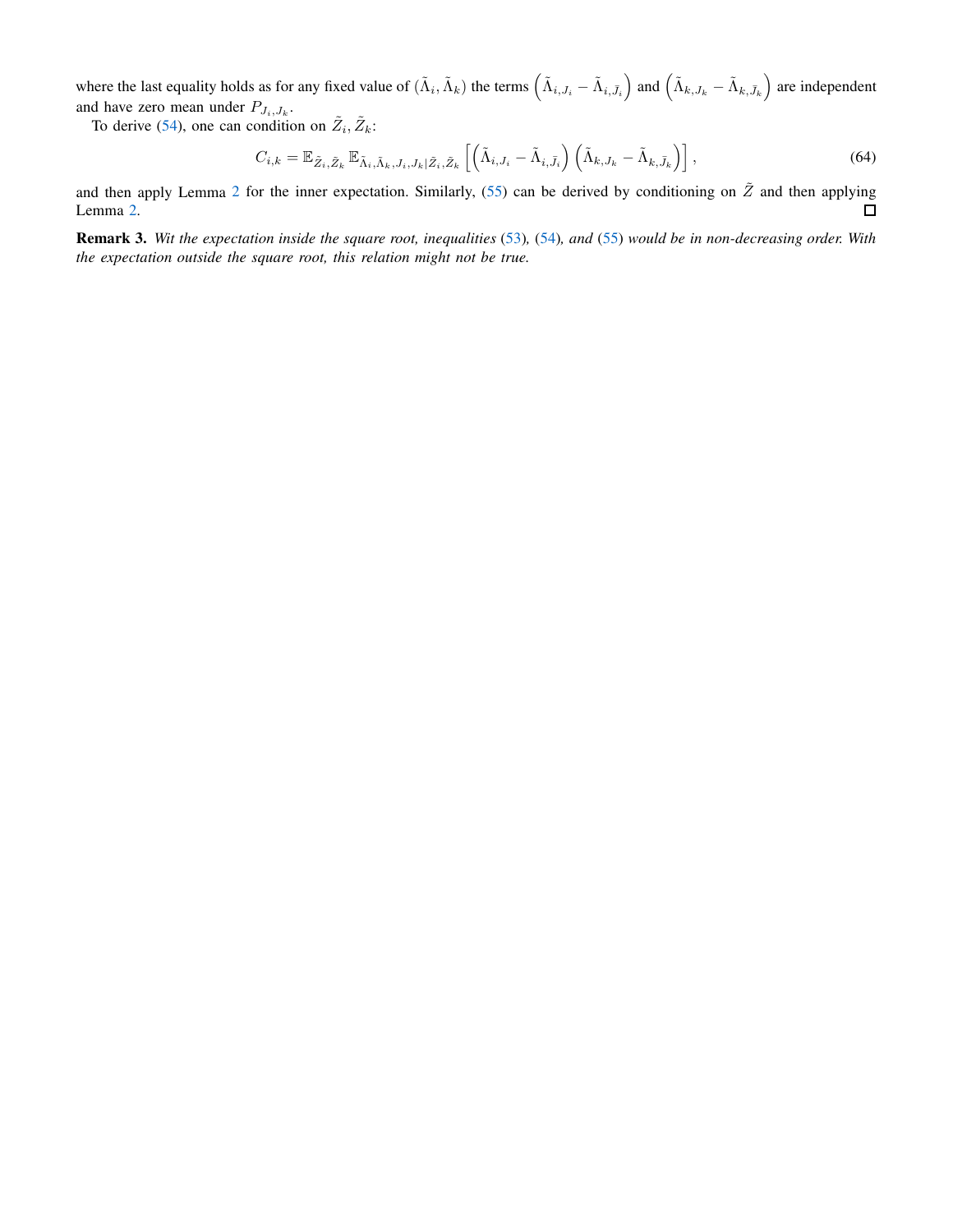where the last equality holds as for any fixed value of $(\tilde{\Lambda}_i, \tilde{\Lambda}_k)$ the terms $\left(\tilde{\Lambda}_{i,J_i} - \tilde{\Lambda}_{i,\bar{J}_i}\right)$ and $\left(\tilde{\Lambda}_{k,J_k} - \tilde{\Lambda}_{k,\bar{J}_k}\right)$ are independent and have zero mean under $P_{J_i,J_k}$.

To derive (54), one can condition on $\tilde{Z}_i, \tilde{Z}_k$:

$$C_{i,k} = \mathbb{E}_{\tilde{Z}_i,\tilde{Z}_k} \mathbb{E}_{\tilde{\Lambda}_i,\tilde{\Lambda}_k,J_i,J_k|\tilde{Z}_i,\tilde{Z}_k} \left[ \left(\tilde{\Lambda}_{i,J_i} - \tilde{\Lambda}_{i,\bar{J}_i}\right) \left(\tilde{\Lambda}_{k,J_k} - \tilde{\Lambda}_{k,\bar{J}_k}\right) \right], \tag{64}$$

and then apply Lemma 2 for the inner expectation. Similarly, (55) can be derived by conditioning on $\tilde{Z}$ and then applying Lemma 2. □

**Remark 3.** *Wit the expectation inside the square root, inequalities (53), (54), and (55) would be in non-decreasing order. With the expectation outside the square root, this relation might not be true.*